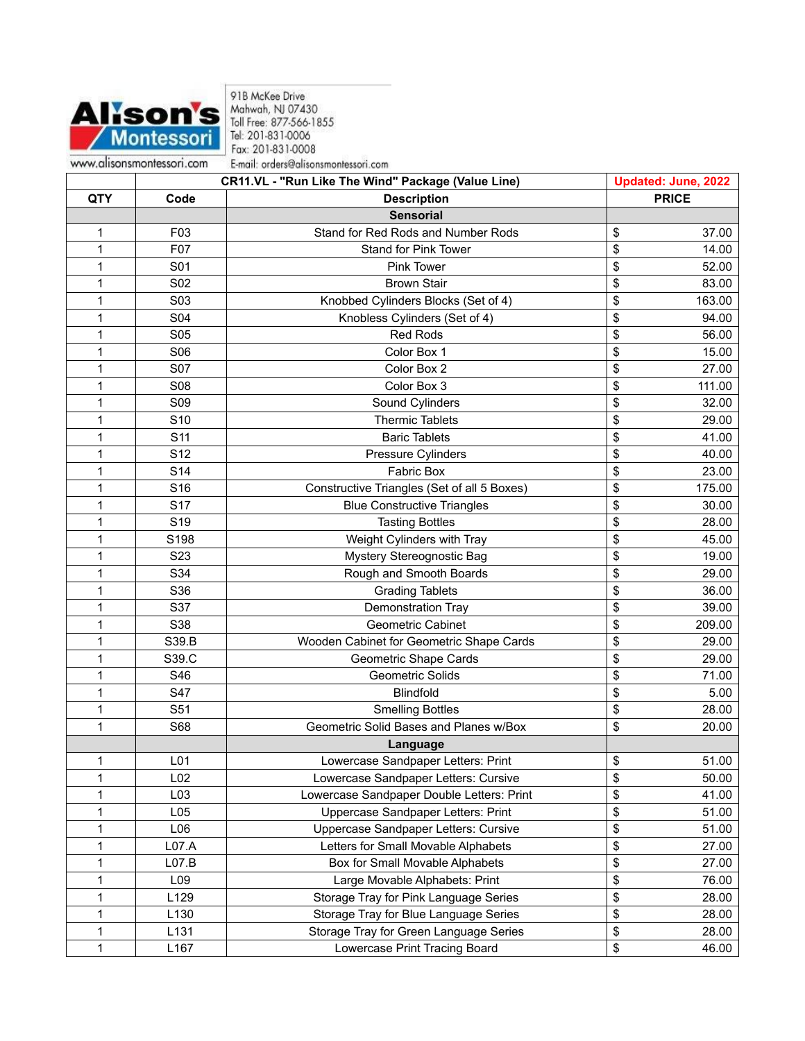**Alison's Montessori**

www.alisonsmontessori.com

91B McKee Drive
Mahwah, NJ 07430
Toll Free: 877-566-1855
Tel: 201-831-0006
Fax: 201-831-0008
E-mail: orders@alisonsmontessori.com

| | CR11.VL - "Run Like The Wind" Package (Value Line) | | Updated: June, 2022 |
|---|---|---|---|
| **QTY** | **Code** | **Description** | **PRICE** |
| | | **Sensorial** | |
| 1 | F03 | Stand for Red Rods and Number Rods | $ 37.00 |
| 1 | F07 | Stand for Pink Tower | $ 14.00 |
| 1 | S01 | Pink Tower | $ 52.00 |
| 1 | S02 | Brown Stair | $ 83.00 |
| 1 | S03 | Knobbed Cylinders Blocks (Set of 4) | $ 163.00 |
| 1 | S04 | Knobless Cylinders (Set of 4) | $ 94.00 |
| 1 | S05 | Red Rods | $ 56.00 |
| 1 | S06 | Color Box 1 | $ 15.00 |
| 1 | S07 | Color Box 2 | $ 27.00 |
| 1 | S08 | Color Box 3 | $ 111.00 |
| 1 | S09 | Sound Cylinders | $ 32.00 |
| 1 | S10 | Thermic Tablets | $ 29.00 |
| 1 | S11 | Baric Tablets | $ 41.00 |
| 1 | S12 | Pressure Cylinders | $ 40.00 |
| 1 | S14 | Fabric Box | $ 23.00 |
| 1 | S16 | Constructive Triangles (Set of all 5 Boxes) | $ 175.00 |
| 1 | S17 | Blue Constructive Triangles | $ 30.00 |
| 1 | S19 | Tasting Bottles | $ 28.00 |
| 1 | S198 | Weight Cylinders with Tray | $ 45.00 |
| 1 | S23 | Mystery Stereognostic Bag | $ 19.00 |
| 1 | S34 | Rough and Smooth Boards | $ 29.00 |
| 1 | S36 | Grading Tablets | $ 36.00 |
| 1 | S37 | Demonstration Tray | $ 39.00 |
| 1 | S38 | Geometric Cabinet | $ 209.00 |
| 1 | S39.B | Wooden Cabinet for Geometric Shape Cards | $ 29.00 |
| 1 | S39.C | Geometric Shape Cards | $ 29.00 |
| 1 | S46 | Geometric Solids | $ 71.00 |
| 1 | S47 | Blindfold | $ 5.00 |
| 1 | S51 | Smelling Bottles | $ 28.00 |
| 1 | S68 | Geometric Solid Bases and Planes w/Box | $ 20.00 |
| | | **Language** | |
| 1 | L01 | Lowercase Sandpaper Letters: Print | $ 51.00 |
| 1 | L02 | Lowercase Sandpaper Letters: Cursive | $ 50.00 |
| 1 | L03 | Lowercase Sandpaper Double Letters: Print | $ 41.00 |
| 1 | L05 | Uppercase Sandpaper Letters: Print | $ 51.00 |
| 1 | L06 | Uppercase Sandpaper Letters: Cursive | $ 51.00 |
| 1 | L07.A | Letters for Small Movable Alphabets | $ 27.00 |
| 1 | L07.B | Box for Small Movable Alphabets | $ 27.00 |
| 1 | L09 | Large Movable Alphabets: Print | $ 76.00 |
| 1 | L129 | Storage Tray for Pink Language Series | $ 28.00 |
| 1 | L130 | Storage Tray for Blue Language Series | $ 28.00 |
| 1 | L131 | Storage Tray for Green Language Series | $ 28.00 |
| 1 | L167 | Lowercase Print Tracing Board | $ 46.00 |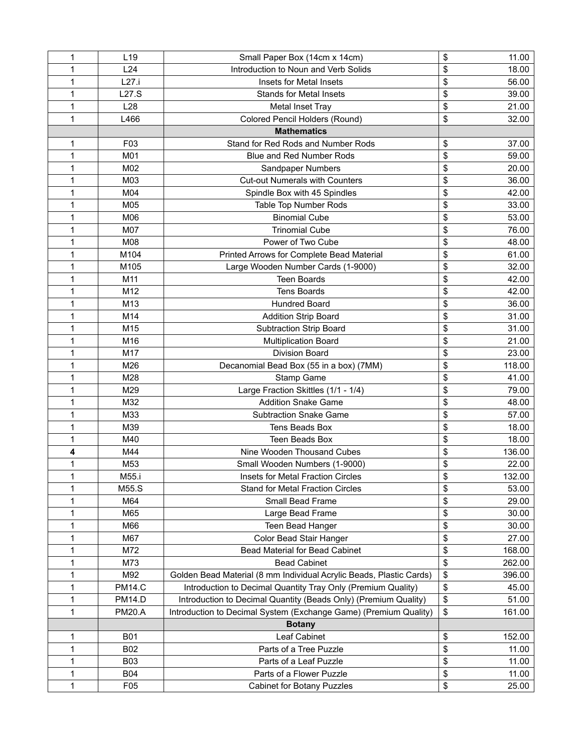| | | | | |
|---|---|---|---|---|
| 1 | L19 | Small Paper Box (14cm x 14cm) | $ | 11.00 |
| 1 | L24 | Introduction to Noun and Verb Solids | $ | 18.00 |
| 1 | L27.i | Insets for Metal Insets | $ | 56.00 |
| 1 | L27.S | Stands for Metal Insets | $ | 39.00 |
| 1 | L28 | Metal Inset Tray | $ | 21.00 |
| 1 | L466 | Colored Pencil Holders (Round) | $ | 32.00 |
| | | **Mathematics** | | |
| 1 | F03 | Stand for Red Rods and Number Rods | $ | 37.00 |
| 1 | M01 | Blue and Red Number Rods | $ | 59.00 |
| 1 | M02 | Sandpaper Numbers | $ | 20.00 |
| 1 | M03 | Cut-out Numerals with Counters | $ | 36.00 |
| 1 | M04 | Spindle Box with 45 Spindles | $ | 42.00 |
| 1 | M05 | Table Top Number Rods | $ | 33.00 |
| 1 | M06 | Binomial Cube | $ | 53.00 |
| 1 | M07 | Trinomial Cube | $ | 76.00 |
| 1 | M08 | Power of Two Cube | $ | 48.00 |
| 1 | M104 | Printed Arrows for Complete Bead Material | $ | 61.00 |
| 1 | M105 | Large Wooden Number Cards (1-9000) | $ | 32.00 |
| 1 | M11 | Teen Boards | $ | 42.00 |
| 1 | M12 | Tens Boards | $ | 42.00 |
| 1 | M13 | Hundred Board | $ | 36.00 |
| 1 | M14 | Addition Strip Board | $ | 31.00 |
| 1 | M15 | Subtraction Strip Board | $ | 31.00 |
| 1 | M16 | Multiplication Board | $ | 21.00 |
| 1 | M17 | Division Board | $ | 23.00 |
| 1 | M26 | Decanomial Bead Box (55 in a box) (7MM) | $ | 118.00 |
| 1 | M28 | Stamp Game | $ | 41.00 |
| 1 | M29 | Large Fraction Skittles (1/1 - 1/4) | $ | 79.00 |
| 1 | M32 | Addition Snake Game | $ | 48.00 |
| 1 | M33 | Subtraction Snake Game | $ | 57.00 |
| 1 | M39 | Tens Beads Box | $ | 18.00 |
| 1 | M40 | Teen Beads Box | $ | 18.00 |
| **4** | M44 | Nine Wooden Thousand Cubes | $ | 136.00 |
| 1 | M53 | Small Wooden Numbers (1-9000) | $ | 22.00 |
| 1 | M55.i | Insets for Metal Fraction Circles | $ | 132.00 |
| 1 | M55.S | Stand for Metal Fraction Circles | $ | 53.00 |
| 1 | M64 | Small Bead Frame | $ | 29.00 |
| 1 | M65 | Large Bead Frame | $ | 30.00 |
| 1 | M66 | Teen Bead Hanger | $ | 30.00 |
| 1 | M67 | Color Bead Stair Hanger | $ | 27.00 |
| 1 | M72 | Bead Material for Bead Cabinet | $ | 168.00 |
| 1 | M73 | Bead Cabinet | $ | 262.00 |
| 1 | M92 | Golden Bead Material (8 mm Individual Acrylic Beads, Plastic Cards) | $ | 396.00 |
| 1 | PM14.C | Introduction to Decimal Quantity Tray Only (Premium Quality) | $ | 45.00 |
| 1 | PM14.D | Introduction to Decimal Quantity (Beads Only) (Premium Quality) | $ | 51.00 |
| 1 | PM20.A | Introduction to Decimal System (Exchange Game) (Premium Quality) | $ | 161.00 |
| | | **Botany** | | |
| 1 | B01 | Leaf Cabinet | $ | 152.00 |
| 1 | B02 | Parts of a Tree Puzzle | $ | 11.00 |
| 1 | B03 | Parts of a Leaf Puzzle | $ | 11.00 |
| 1 | B04 | Parts of a Flower Puzzle | $ | 11.00 |
| 1 | F05 | Cabinet for Botany Puzzles | $ | 25.00 |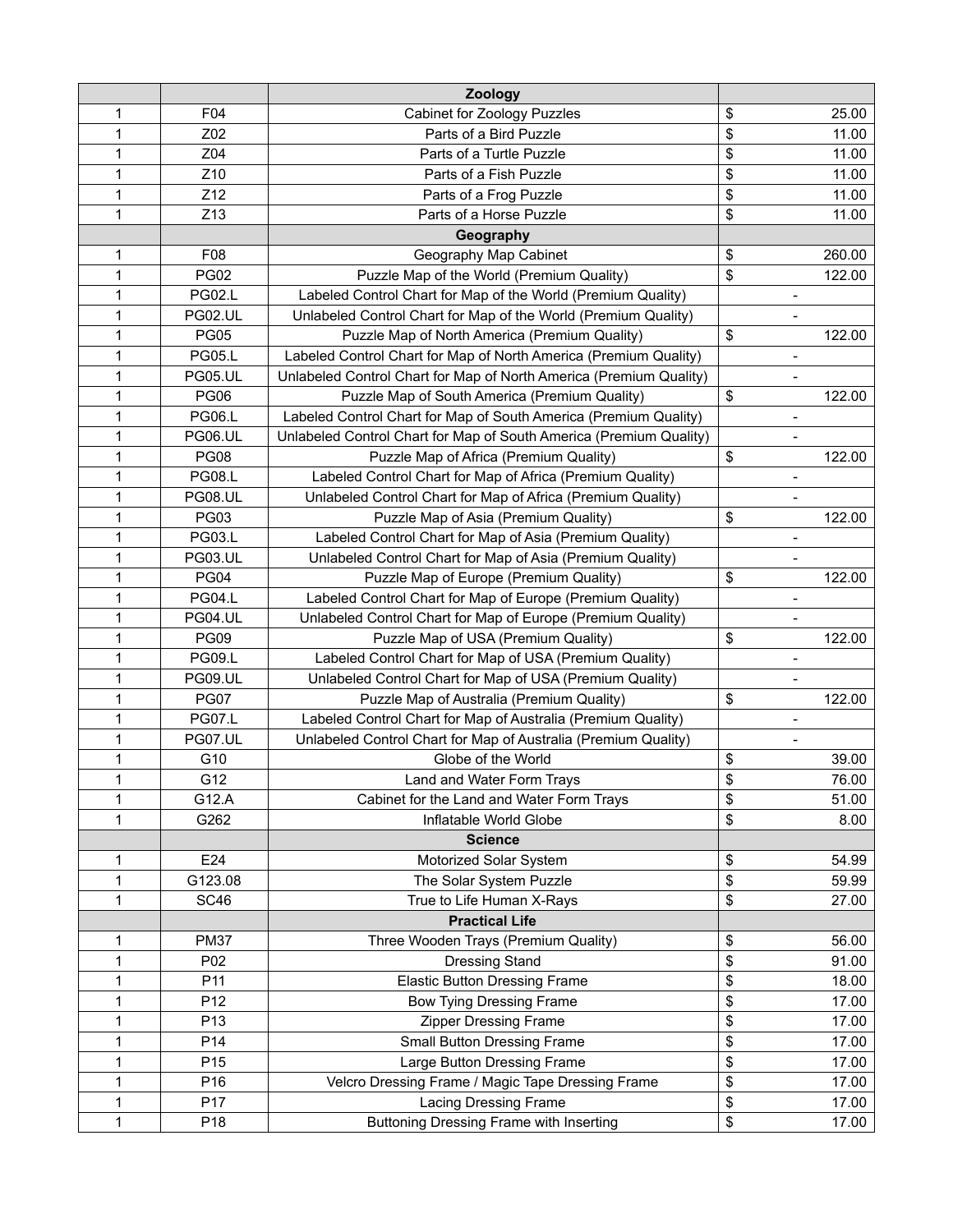| | | Zoology | |
|---|---|---|---|
| 1 | F04 | Cabinet for Zoology Puzzles | $ 25.00 |
| 1 | Z02 | Parts of a Bird Puzzle | $ 11.00 |
| 1 | Z04 | Parts of a Turtle Puzzle | $ 11.00 |
| 1 | Z10 | Parts of a Fish Puzzle | $ 11.00 |
| 1 | Z12 | Parts of a Frog Puzzle | $ 11.00 |
| 1 | Z13 | Parts of a Horse Puzzle | $ 11.00 |
| | | **Geography** | |
| 1 | F08 | Geography Map Cabinet | $ 260.00 |
| 1 | PG02 | Puzzle Map of the World (Premium Quality) | $ 122.00 |
| 1 | PG02.L | Labeled Control Chart for Map of the World (Premium Quality) | - |
| 1 | PG02.UL | Unlabeled Control Chart for Map of the World (Premium Quality) | - |
| 1 | PG05 | Puzzle Map of North America (Premium Quality) | $ 122.00 |
| 1 | PG05.L | Labeled Control Chart for Map of North America (Premium Quality) | - |
| 1 | PG05.UL | Unlabeled Control Chart for Map of North America (Premium Quality) | - |
| 1 | PG06 | Puzzle Map of South America (Premium Quality) | $ 122.00 |
| 1 | PG06.L | Labeled Control Chart for Map of South America (Premium Quality) | - |
| 1 | PG06.UL | Unlabeled Control Chart for Map of South America (Premium Quality) | - |
| 1 | PG08 | Puzzle Map of Africa (Premium Quality) | $ 122.00 |
| 1 | PG08.L | Labeled Control Chart for Map of Africa (Premium Quality) | - |
| 1 | PG08.UL | Unlabeled Control Chart for Map of Africa (Premium Quality) | - |
| 1 | PG03 | Puzzle Map of Asia (Premium Quality) | $ 122.00 |
| 1 | PG03.L | Labeled Control Chart for Map of Asia (Premium Quality) | - |
| 1 | PG03.UL | Unlabeled Control Chart for Map of Asia (Premium Quality) | - |
| 1 | PG04 | Puzzle Map of Europe (Premium Quality) | $ 122.00 |
| 1 | PG04.L | Labeled Control Chart for Map of Europe (Premium Quality) | - |
| 1 | PG04.UL | Unlabeled Control Chart for Map of Europe (Premium Quality) | - |
| 1 | PG09 | Puzzle Map of USA (Premium Quality) | $ 122.00 |
| 1 | PG09.L | Labeled Control Chart for Map of USA (Premium Quality) | - |
| 1 | PG09.UL | Unlabeled Control Chart for Map of USA (Premium Quality) | - |
| 1 | PG07 | Puzzle Map of Australia (Premium Quality) | $ 122.00 |
| 1 | PG07.L | Labeled Control Chart for Map of Australia (Premium Quality) | - |
| 1 | PG07.UL | Unlabeled Control Chart for Map of Australia (Premium Quality) | - |
| 1 | G10 | Globe of the World | $ 39.00 |
| 1 | G12 | Land and Water Form Trays | $ 76.00 |
| 1 | G12.A | Cabinet for the Land and Water Form Trays | $ 51.00 |
| 1 | G262 | Inflatable World Globe | $ 8.00 |
| | | **Science** | |
| 1 | E24 | Motorized Solar System | $ 54.99 |
| 1 | G123.08 | The Solar System Puzzle | $ 59.99 |
| 1 | SC46 | True to Life Human X-Rays | $ 27.00 |
| | | **Practical Life** | |
| 1 | PM37 | Three Wooden Trays (Premium Quality) | $ 56.00 |
| 1 | P02 | Dressing Stand | $ 91.00 |
| 1 | P11 | Elastic Button Dressing Frame | $ 18.00 |
| 1 | P12 | Bow Tying Dressing Frame | $ 17.00 |
| 1 | P13 | Zipper Dressing Frame | $ 17.00 |
| 1 | P14 | Small Button Dressing Frame | $ 17.00 |
| 1 | P15 | Large Button Dressing Frame | $ 17.00 |
| 1 | P16 | Velcro Dressing Frame / Magic Tape Dressing Frame | $ 17.00 |
| 1 | P17 | Lacing Dressing Frame | $ 17.00 |
| 1 | P18 | Buttoning Dressing Frame with Inserting | $ 17.00 |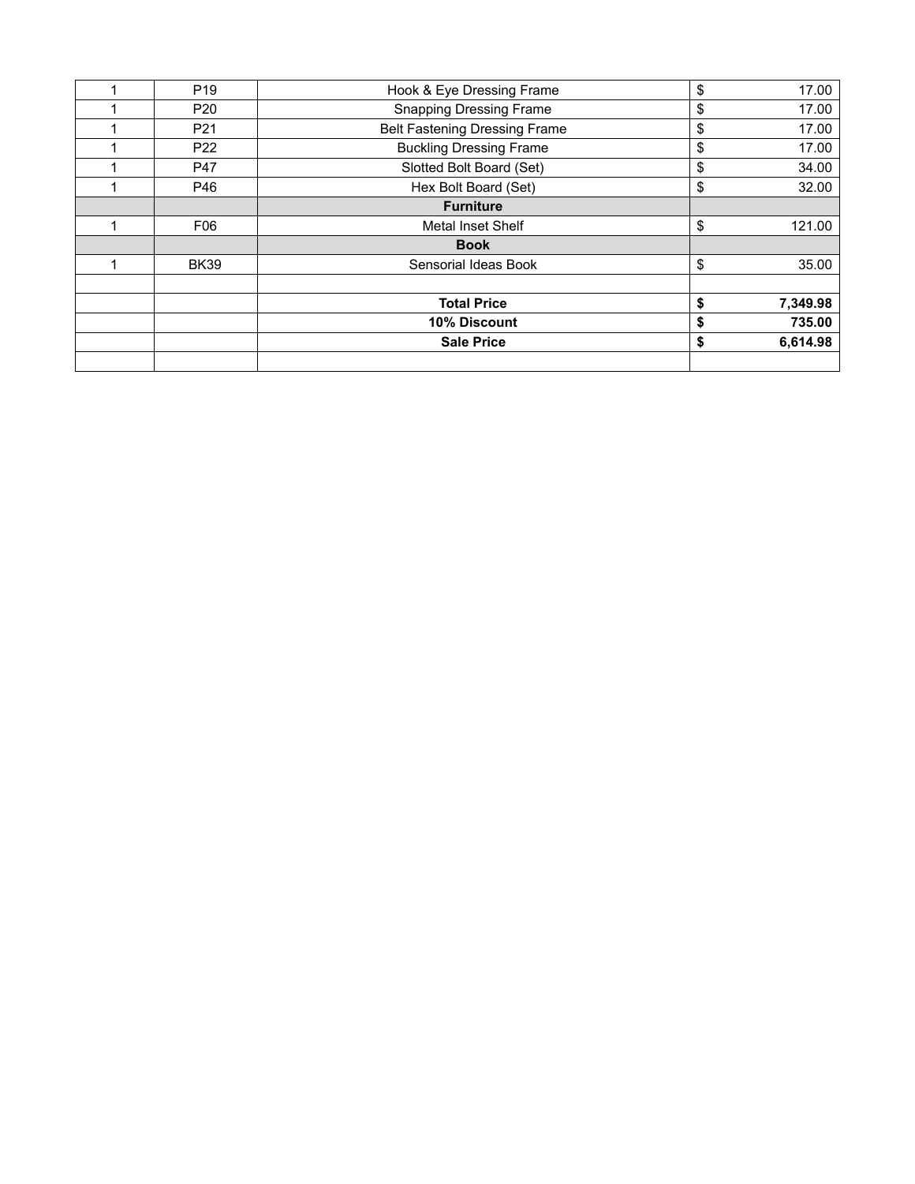| | | | |
|---|---|---|---|
| 1 | P19 | Hook & Eye Dressing Frame | $ 17.00 |
| 1 | P20 | Snapping Dressing Frame | $ 17.00 |
| 1 | P21 | Belt Fastening Dressing Frame | $ 17.00 |
| 1 | P22 | Buckling Dressing Frame | $ 17.00 |
| 1 | P47 | Slotted Bolt Board (Set) | $ 34.00 |
| 1 | P46 | Hex Bolt Board (Set) | $ 32.00 |
| | | **Furniture** | |
| 1 | F06 | Metal Inset Shelf | $ 121.00 |
| | | **Book** | |
| 1 | BK39 | Sensorial Ideas Book | $ 35.00 |
| | | | |
| | | **Total Price** | **$ 7,349.98** |
| | | **10% Discount** | **$ 735.00** |
| | | **Sale Price** | **$ 6,614.98** |
| | | | |